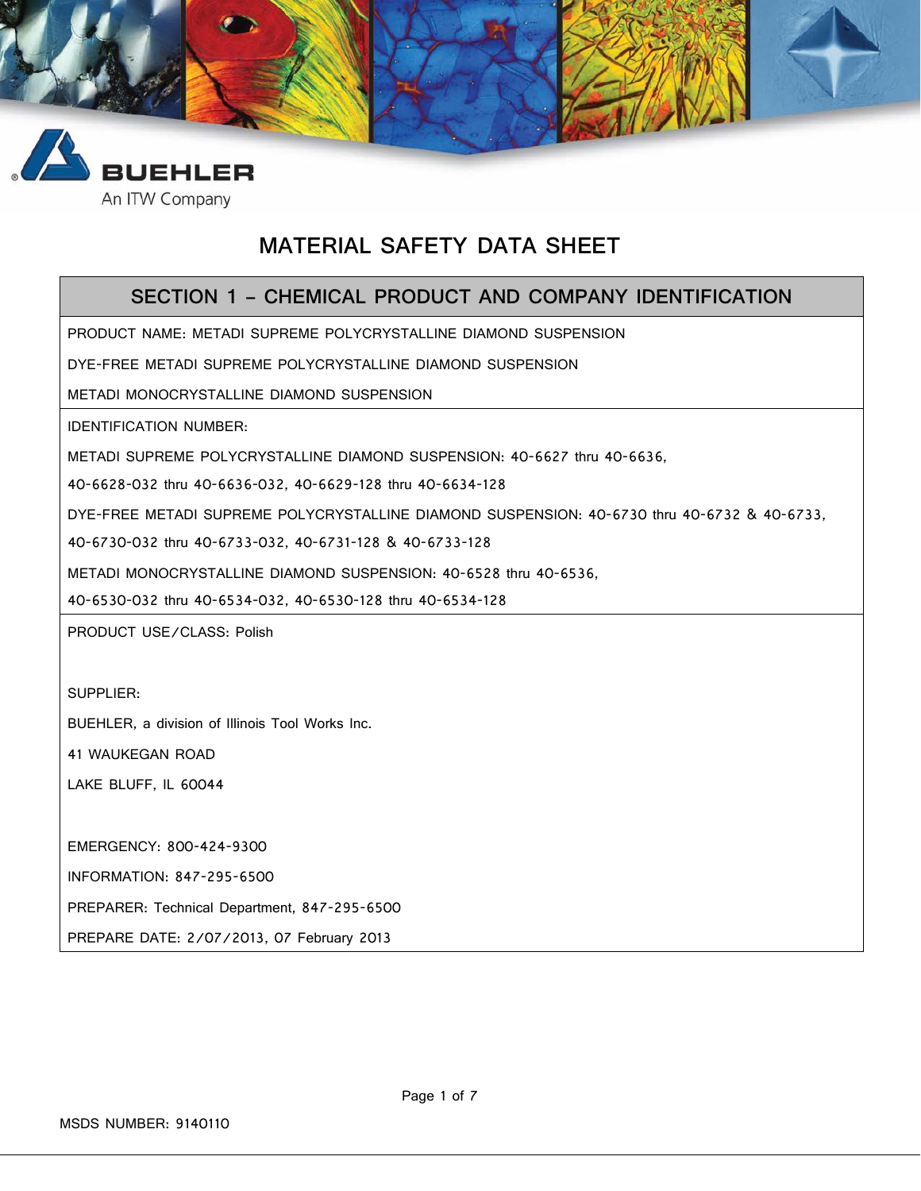BUEHLER

An ITW Company

# MATERIAL SAFETY DATA SHEET

## SECTION 1 – CHEMICAL PRODUCT AND COMPANY IDENTIFICATION

PRODUCT NAME: METADI SUPREME POLYCRYSTALLINE DIAMOND SUSPENSION

DYE-FREE METADI SUPREME POLYCRYSTALLINE DIAMOND SUSPENSION

METADI MONOCRYSTALLINE DIAMOND SUSPENSION

IDENTIFICATION NUMBER:

METADI SUPREME POLYCRYSTALLINE DIAMOND SUSPENSION: 40-6627 thru 40-6636, 40-6628-032 thru 40-6636-032, 40-6629-128 thru 40-6634-128

DYE-FREE METADI SUPREME POLYCRYSTALLINE DIAMOND SUSPENSION: 40-6730 thru 40-6732 & 40-6733, 40-6730-032 thru 40-6733-032, 40-6731-128 & 40-6733-128

METADI MONOCRYSTALLINE DIAMOND SUSPENSION: 40-6528 thru 40-6536, 40-6530-032 thru 40-6534-032, 40-6530-128 thru 40-6534-128

PRODUCT USE/CLASS: Polish

SUPPLIER:

BUEHLER, a division of Illinois Tool Works Inc.

41 WAUKEGAN ROAD

LAKE BLUFF, IL 60044

EMERGENCY: 800-424-9300

INFORMATION: 847-295-6500

PREPARER: Technical Department, 847-295-6500

PREPARE DATE: 2/07/2013, 07 February 2013

MSDS NUMBER: 9140110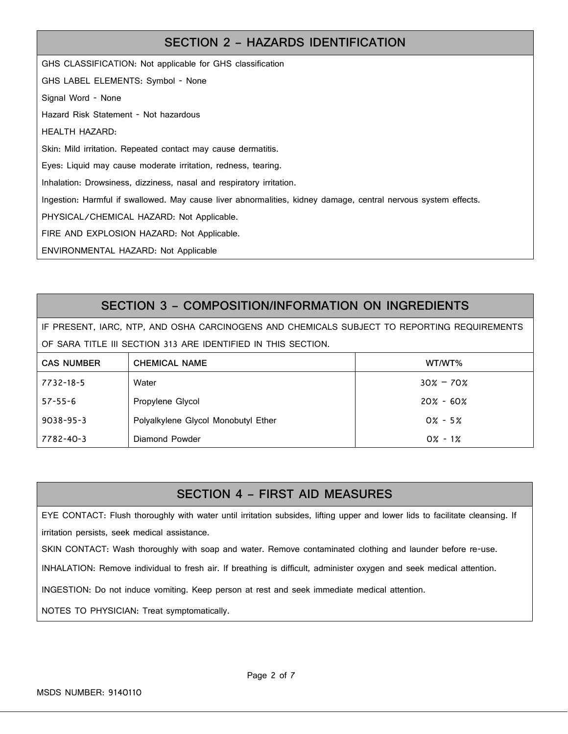## SECTION 2 – HAZARDS IDENTIFICATION

GHS CLASSIFICATION: Not applicable for GHS classification

GHS LABEL ELEMENTS: Symbol - None

Signal Word - None

Hazard Risk Statement - Not hazardous

HEALTH HAZARD:

Skin: Mild irritation. Repeated contact may cause dermatitis.

Eyes: Liquid may cause moderate irritation, redness, tearing.

Inhalation: Drowsiness, dizziness, nasal and respiratory irritation.

Ingestion: Harmful if swallowed. May cause liver abnormalities, kidney damage, central nervous system effects.

PHYSICAL/CHEMICAL HAZARD: Not Applicable.

FIRE AND EXPLOSION HAZARD: Not Applicable.

ENVIRONMENTAL HAZARD: Not Applicable

## SECTION 3 – COMPOSITION/INFORMATION ON INGREDIENTS

IF PRESENT, IARC, NTP, AND OSHA CARCINOGENS AND CHEMICALS SUBJECT TO REPORTING REQUIREMENTS OF SARA TITLE III SECTION 313 ARE IDENTIFIED IN THIS SECTION.

| CAS NUMBER | CHEMICAL NAME | WT/WT% |
|---|---|---|
| 7732-18-5 | Water | 30% – 70% |
| 57-55-6 | Propylene Glycol | 20% - 60% |
| 9038-95-3 | Polyalkylene Glycol Monobutyl Ether | 0% - 5% |
| 7782-40-3 | Diamond Powder | 0% - 1% |

## SECTION 4 – FIRST AID MEASURES

EYE CONTACT: Flush thoroughly with water until irritation subsides, lifting upper and lower lids to facilitate cleansing. If irritation persists, seek medical assistance.

SKIN CONTACT: Wash thoroughly with soap and water. Remove contaminated clothing and launder before re-use.

INHALATION: Remove individual to fresh air. If breathing is difficult, administer oxygen and seek medical attention.

INGESTION: Do not induce vomiting. Keep person at rest and seek immediate medical attention.

NOTES TO PHYSICIAN: Treat symptomatically.

MSDS NUMBER: 9140110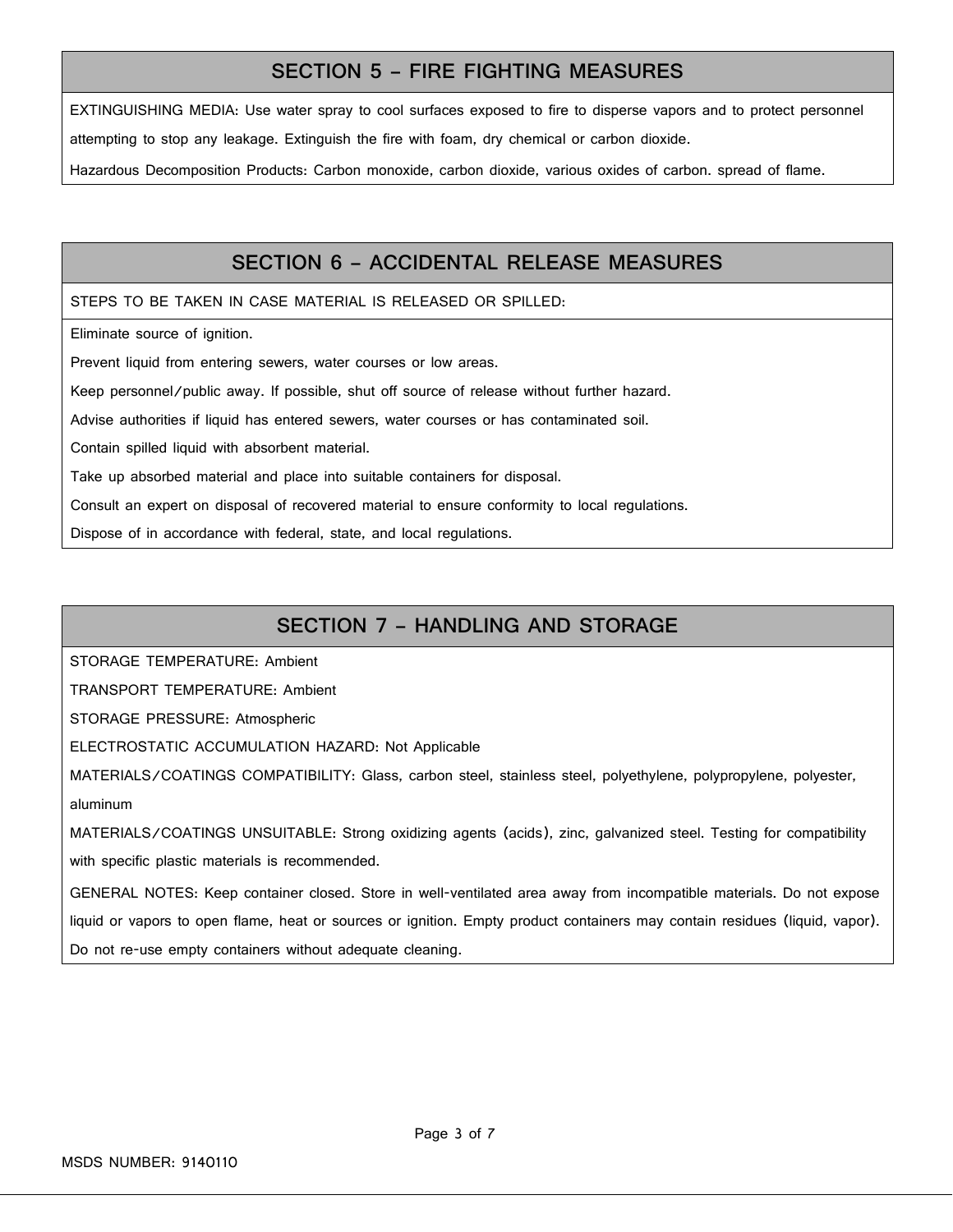## SECTION 5 – FIRE FIGHTING MEASURES

EXTINGUISHING MEDIA: Use water spray to cool surfaces exposed to fire to disperse vapors and to protect personnel attempting to stop any leakage. Extinguish the fire with foam, dry chemical or carbon dioxide.

Hazardous Decomposition Products: Carbon monoxide, carbon dioxide, various oxides of carbon. spread of flame.

## SECTION 6 – ACCIDENTAL RELEASE MEASURES

STEPS TO BE TAKEN IN CASE MATERIAL IS RELEASED OR SPILLED:

Eliminate source of ignition.

Prevent liquid from entering sewers, water courses or low areas.

Keep personnel/public away. If possible, shut off source of release without further hazard.

Advise authorities if liquid has entered sewers, water courses or has contaminated soil.

Contain spilled liquid with absorbent material.

Take up absorbed material and place into suitable containers for disposal.

Consult an expert on disposal of recovered material to ensure conformity to local regulations.

Dispose of in accordance with federal, state, and local regulations.

## SECTION 7 – HANDLING AND STORAGE

STORAGE TEMPERATURE: Ambient

TRANSPORT TEMPERATURE: Ambient

STORAGE PRESSURE: Atmospheric

ELECTROSTATIC ACCUMULATION HAZARD: Not Applicable

MATERIALS/COATINGS COMPATIBILITY: Glass, carbon steel, stainless steel, polyethylene, polypropylene, polyester, aluminum

MATERIALS/COATINGS UNSUITABLE: Strong oxidizing agents (acids), zinc, galvanized steel. Testing for compatibility with specific plastic materials is recommended.

GENERAL NOTES: Keep container closed. Store in well-ventilated area away from incompatible materials. Do not expose liquid or vapors to open flame, heat or sources or ignition. Empty product containers may contain residues (liquid, vapor). Do not re-use empty containers without adequate cleaning.

MSDS NUMBER: 9140110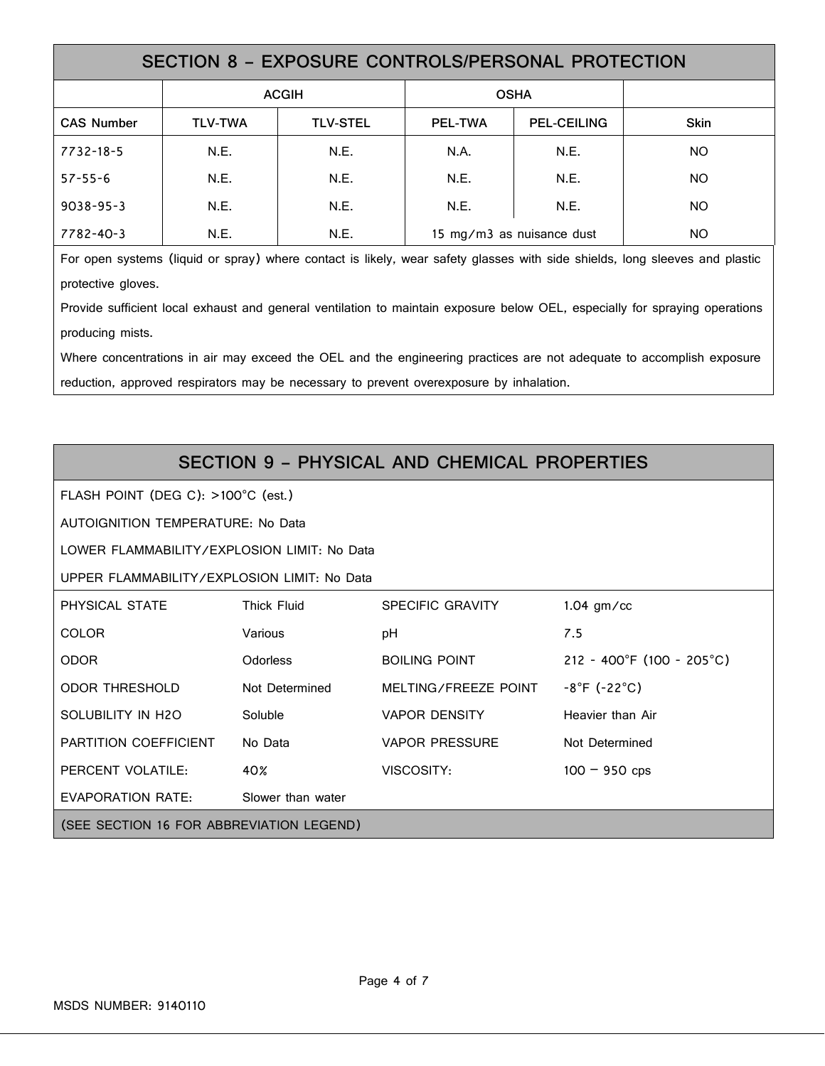## SECTION 8 – EXPOSURE CONTROLS/PERSONAL PROTECTION

| | ACGIH | | OSHA | | |
|---|---|---|---|---|---|
| CAS Number | TLV-TWA | TLV-STEL | PEL-TWA | PEL-CEILING | Skin |
| 7732-18-5 | N.E. | N.E. | N.A. | N.E. | NO |
| 57-55-6 | N.E. | N.E. | N.E. | N.E. | NO |
| 9038-95-3 | N.E. | N.E. | N.E. | N.E. | NO |
| 7782-40-3 | N.E. | N.E. | 15 mg/m3 as nuisance dust | | NO |

For open systems (liquid or spray) where contact is likely, wear safety glasses with side shields, long sleeves and plastic protective gloves.

Provide sufficient local exhaust and general ventilation to maintain exposure below OEL, especially for spraying operations producing mists.

Where concentrations in air may exceed the OEL and the engineering practices are not adequate to accomplish exposure reduction, approved respirators may be necessary to prevent overexposure by inhalation.

## SECTION 9 – PHYSICAL AND CHEMICAL PROPERTIES

FLASH POINT (DEG C): >100°C (est.)

AUTOIGNITION TEMPERATURE: No Data

LOWER FLAMMABILITY/EXPLOSION LIMIT: No Data

UPPER FLAMMABILITY/EXPLOSION LIMIT: No Data

| | | | |
|---|---|---|---|
| PHYSICAL STATE | Thick Fluid | SPECIFIC GRAVITY | 1.04 gm/cc |
| COLOR | Various | pH | 7.5 |
| ODOR | Odorless | BOILING POINT | 212 - 400°F (100 - 205°C) |
| ODOR THRESHOLD | Not Determined | MELTING/FREEZE POINT | -8°F (-22°C) |
| SOLUBILITY IN H2O | Soluble | VAPOR DENSITY | Heavier than Air |
| PARTITION COEFFICIENT | No Data | VAPOR PRESSURE | Not Determined |
| PERCENT VOLATILE: | 40% | VISCOSITY: | 100 – 950 cps |
| EVAPORATION RATE: | Slower than water | | |

(SEE SECTION 16 FOR ABBREVIATION LEGEND)

MSDS NUMBER: 9140110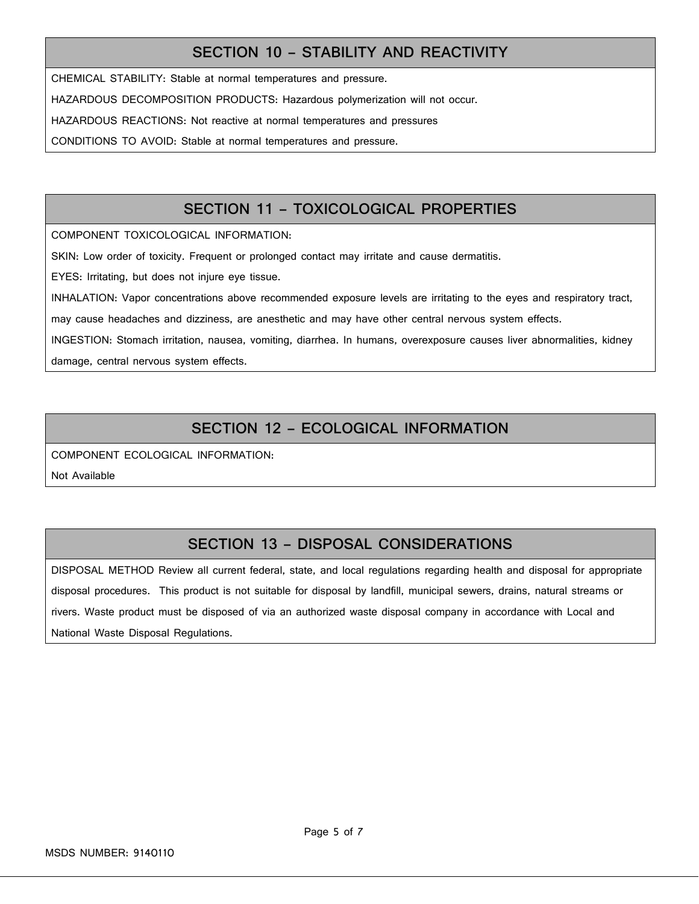## SECTION 10 – STABILITY AND REACTIVITY

CHEMICAL STABILITY: Stable at normal temperatures and pressure.

HAZARDOUS DECOMPOSITION PRODUCTS: Hazardous polymerization will not occur.

HAZARDOUS REACTIONS: Not reactive at normal temperatures and pressures

CONDITIONS TO AVOID: Stable at normal temperatures and pressure.

## SECTION 11 – TOXICOLOGICAL PROPERTIES

COMPONENT TOXICOLOGICAL INFORMATION:

SKIN: Low order of toxicity. Frequent or prolonged contact may irritate and cause dermatitis.

EYES: Irritating, but does not injure eye tissue.

INHALATION: Vapor concentrations above recommended exposure levels are irritating to the eyes and respiratory tract, may cause headaches and dizziness, are anesthetic and may have other central nervous system effects.

INGESTION: Stomach irritation, nausea, vomiting, diarrhea. In humans, overexposure causes liver abnormalities, kidney damage, central nervous system effects.

## SECTION 12 – ECOLOGICAL INFORMATION

COMPONENT ECOLOGICAL INFORMATION:

Not Available

## SECTION 13 – DISPOSAL CONSIDERATIONS

DISPOSAL METHOD Review all current federal, state, and local regulations regarding health and disposal for appropriate disposal procedures. This product is not suitable for disposal by landfill, municipal sewers, drains, natural streams or rivers. Waste product must be disposed of via an authorized waste disposal company in accordance with Local and National Waste Disposal Regulations.

MSDS NUMBER: 9140110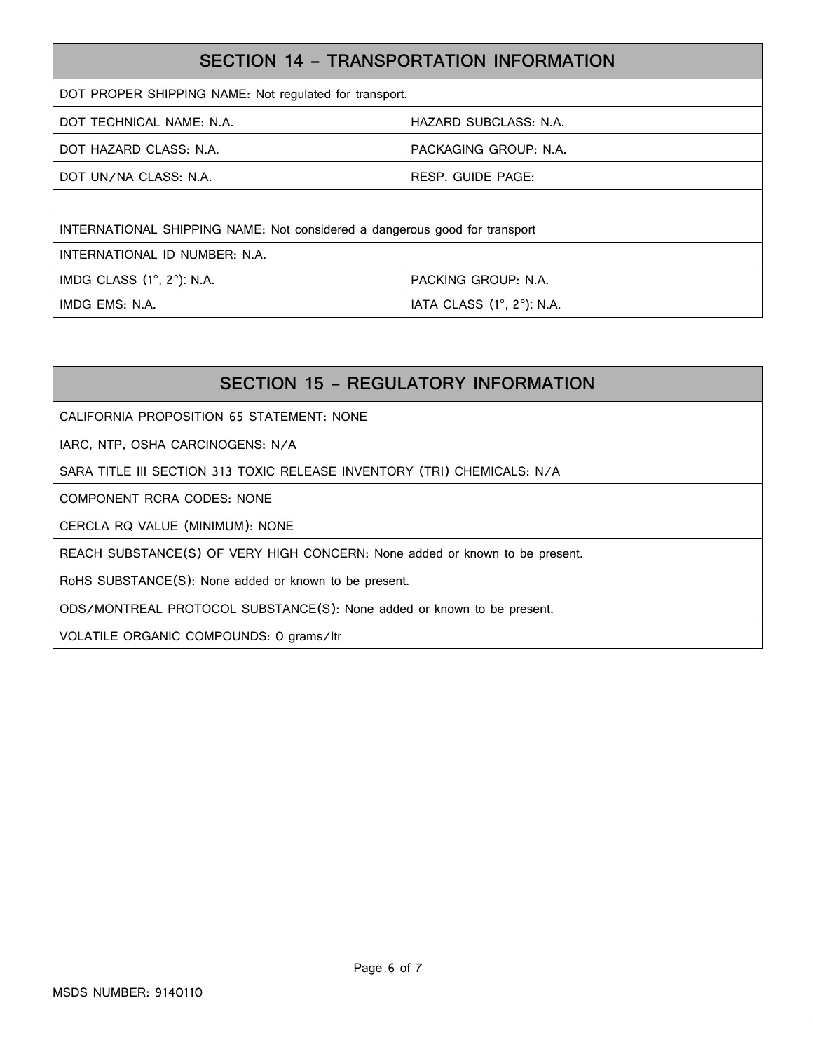## SECTION 14 – TRANSPORTATION INFORMATION

| DOT PROPER SHIPPING NAME: Not regulated for transport. | |
|---|---|
| DOT TECHNICAL NAME: N.A. | HAZARD SUBCLASS: N.A. |
| DOT HAZARD CLASS: N.A. | PACKAGING GROUP: N.A. |
| DOT UN/NA CLASS: N.A. | RESP. GUIDE PAGE: |
| | |
| INTERNATIONAL SHIPPING NAME: Not considered a dangerous good for transport | |
| INTERNATIONAL ID NUMBER: N.A. | |
| IMDG CLASS (1°, 2°): N.A. | PACKING GROUP: N.A. |
| IMDG EMS: N.A. | IATA CLASS (1°, 2°): N.A. |

## SECTION 15 – REGULATORY INFORMATION

CALIFORNIA PROPOSITION 65 STATEMENT: NONE

IARC, NTP, OSHA CARCINOGENS: N/A

SARA TITLE III SECTION 313 TOXIC RELEASE INVENTORY (TRI) CHEMICALS: N/A

COMPONENT RCRA CODES: NONE

CERCLA RQ VALUE (MINIMUM): NONE

REACH SUBSTANCE(S) OF VERY HIGH CONCERN: None added or known to be present.

RoHS SUBSTANCE(S): None added or known to be present.

ODS/MONTREAL PROTOCOL SUBSTANCE(S): None added or known to be present.

VOLATILE ORGANIC COMPOUNDS: 0 grams/ltr

MSDS NUMBER: 9140110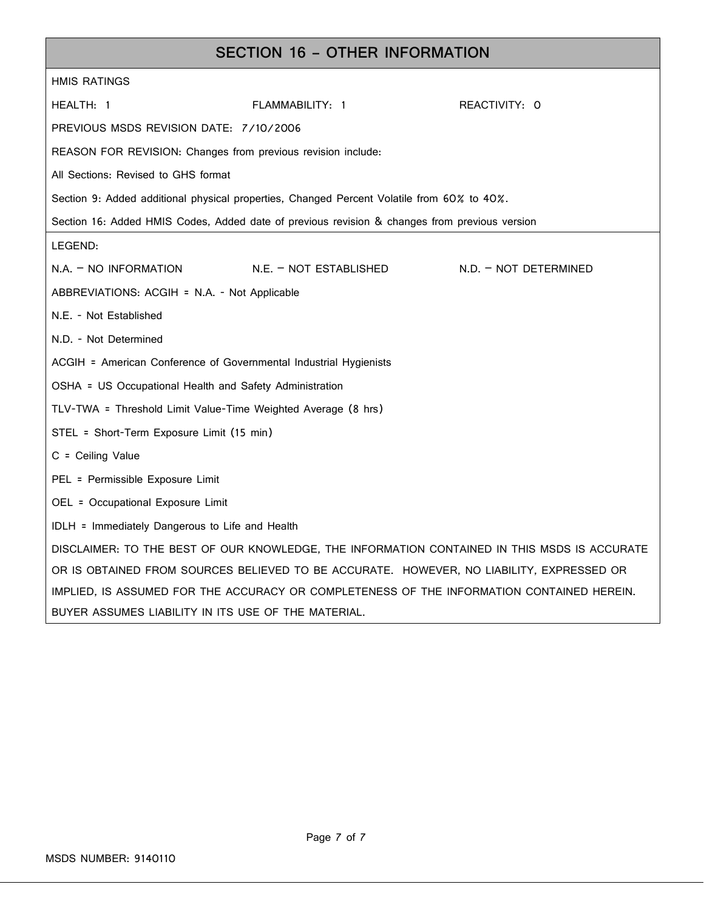## SECTION 16 – OTHER INFORMATION

HMIS RATINGS

| | | |
|---|---|---|
| HEALTH: 1 | FLAMMABILITY: 1 | REACTIVITY: 0 |

PREVIOUS MSDS REVISION DATE: 7/10/2006

REASON FOR REVISION: Changes from previous revision include:

All Sections: Revised to GHS format

Section 9: Added additional physical properties, Changed Percent Volatile from 60% to 40%.

Section 16: Added HMIS Codes, Added date of previous revision & changes from previous version

LEGEND:

| | | |
|---|---|---|
| N.A. – NO INFORMATION | N.E. – NOT ESTABLISHED | N.D. – NOT DETERMINED |

ABBREVIATIONS: ACGIH = N.A. - Not Applicable

N.E. - Not Established

N.D. - Not Determined

ACGIH = American Conference of Governmental Industrial Hygienists

OSHA = US Occupational Health and Safety Administration

TLV-TWA = Threshold Limit Value-Time Weighted Average (8 hrs)

STEL = Short-Term Exposure Limit (15 min)

C = Ceiling Value

PEL = Permissible Exposure Limit

OEL = Occupational Exposure Limit

IDLH = Immediately Dangerous to Life and Health

DISCLAIMER: TO THE BEST OF OUR KNOWLEDGE, THE INFORMATION CONTAINED IN THIS MSDS IS ACCURATE OR IS OBTAINED FROM SOURCES BELIEVED TO BE ACCURATE. HOWEVER, NO LIABILITY, EXPRESSED OR IMPLIED, IS ASSUMED FOR THE ACCURACY OR COMPLETENESS OF THE INFORMATION CONTAINED HEREIN. BUYER ASSUMES LIABILITY IN ITS USE OF THE MATERIAL.

MSDS NUMBER: 9140110